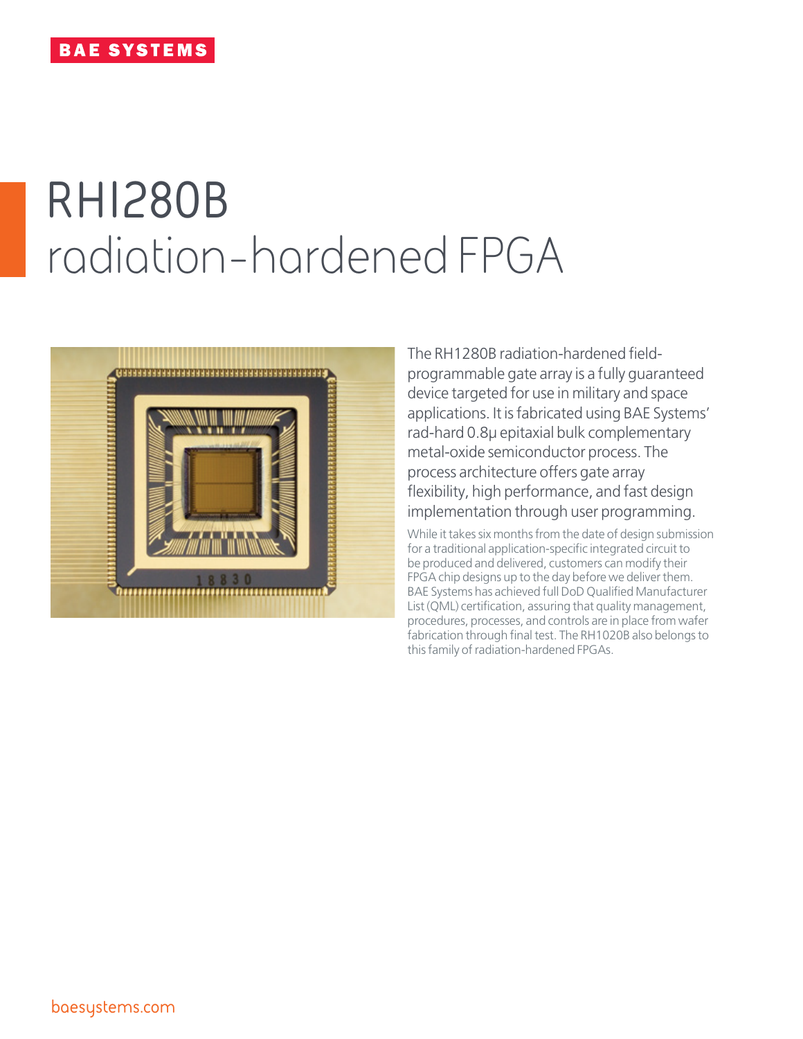BAE SYSTEMS

# RH1280B radiation-hardened FPGA

The RH1280B radiation-hardened field-programmable gate array is a fully guaranteed device targeted for use in military and space applications. It is fabricated using BAE Systems' rad-hard 0.8µ epitaxial bulk complementary metal-oxide semiconductor process. The process architecture offers gate array flexibility, high performance, and fast design implementation through user programming.

While it takes six months from the date of design submission for a traditional application-specific integrated circuit to be produced and delivered, customers can modify their FPGA chip designs up to the day before we deliver them. BAE Systems has achieved full DoD Qualified Manufacturer List (QML) certification, assuring that quality management, procedures, processes, and controls are in place from wafer fabrication through final test. The RH1020B also belongs to this family of radiation-hardened FPGAs.

baesystems.com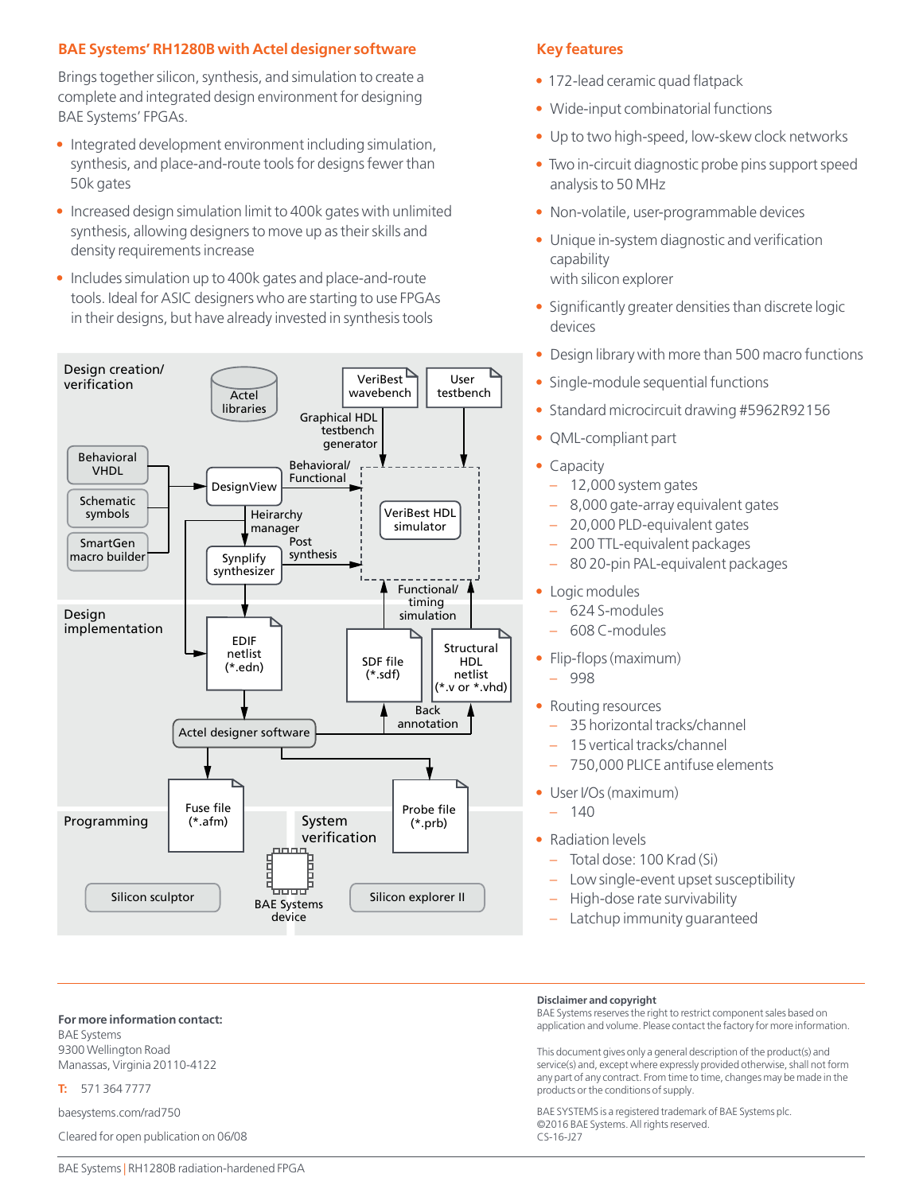## BAE Systems' RH1280B with Actel designer software

Brings together silicon, synthesis, and simulation to create a complete and integrated design environment for designing BAE Systems' FPGAs.

- Integrated development environment including simulation, synthesis, and place-and-route tools for designs fewer than 50k gates
- Increased design simulation limit to 400k gates with unlimited synthesis, allowing designers to move up as their skills and density requirements increase
- Includes simulation up to 400k gates and place-and-route tools. Ideal for ASIC designers who are starting to use FPGAs in their designs, but have already invested in synthesis tools

Design creation/ verification

Actel libraries

VeriBest wavebench

User testbench

Graphical HDL testbench generator

Behavioral VHDL

Schematic symbols

SmartGen macro builder

DesignView

Behavioral/ Functional

VeriBest HDL simulator

Heirarchy manager

Synplify synthesizer

Post synthesis

Design implementation

Functional/ timing simulation

EDIF netlist (*.edn)

SDF file (*.sdf)

Structural HDL netlist (*.v or *.vhd)

Back annotation

Actel designer software

Fuse file (*.afm)

Probe file (*.prb)

Programming

System verification

BAE Systems device

Silicon sculptor

Silicon explorer II

## Key features

- 172-lead ceramic quad flatpack
- Wide-input combinatorial functions
- Up to two high-speed, low-skew clock networks
- Two in-circuit diagnostic probe pins support speed analysis to 50 MHz
- Non-volatile, user-programmable devices
- Unique in-system diagnostic and verification capability with silicon explorer
- Significantly greater densities than discrete logic devices
- Design library with more than 500 macro functions
- Single-module sequential functions
- Standard microcircuit drawing #5962R92156
- QML-compliant part
- Capacity
  - 12,000 system gates
  - 8,000 gate-array equivalent gates
  - 20,000 PLD-equivalent gates
  - 200 TTL-equivalent packages
  - 80 20-pin PAL-equivalent packages
- Logic modules
  - 624 S-modules
  - 608 C-modules
- Flip-flops (maximum)
  - 998
- Routing resources
  - 35 horizontal tracks/channel
  - 15 vertical tracks/channel
  - 750,000 PLICE antifuse elements
- User I/Os (maximum)
  - 140
- Radiation levels
  - Total dose: 100 Krad (Si)
  - Low single-event upset susceptibility
  - High-dose rate survivability
  - Latchup immunity guaranteed

**For more information contact:**
BAE Systems
9300 Wellington Road
Manassas, Virginia 20110-4122

**T:** 571 364 7777

baesystems.com/rad750

Cleared for open publication on 06/08

**Disclaimer and copyright**
BAE Systems reserves the right to restrict component sales based on application and volume. Please contact the factory for more information.

This document gives only a general description of the product(s) and service(s) and, except where expressly provided otherwise, shall not form any part of any contract. From time to time, changes may be made in the products or the conditions of supply.

BAE SYSTEMS is a registered trademark of BAE Systems plc.
©2016 BAE Systems. All rights reserved.
CS-16-J27